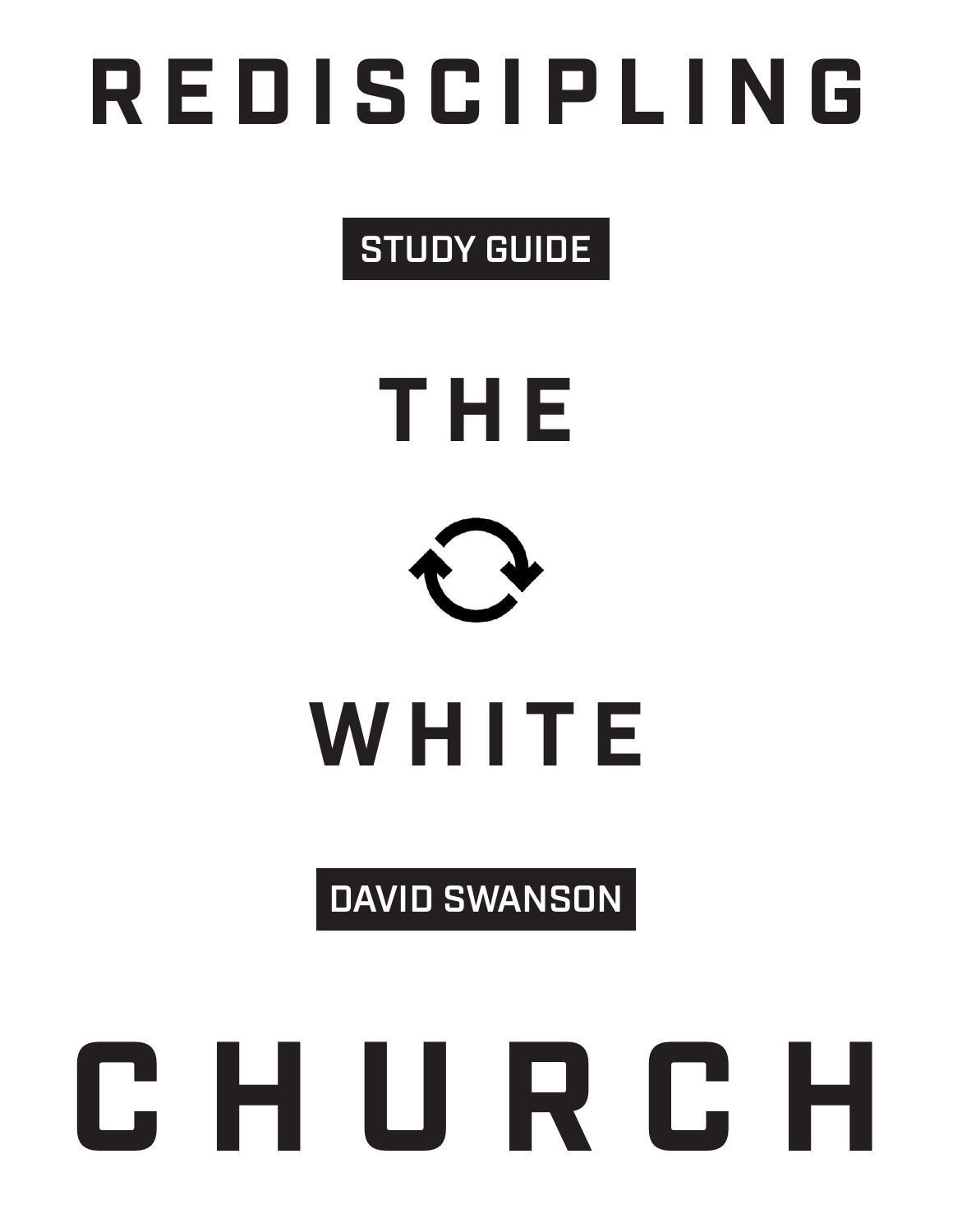# REDISCIPLING THE WHITE CHURCH

STUDY GUIDE

DAVID SWANSON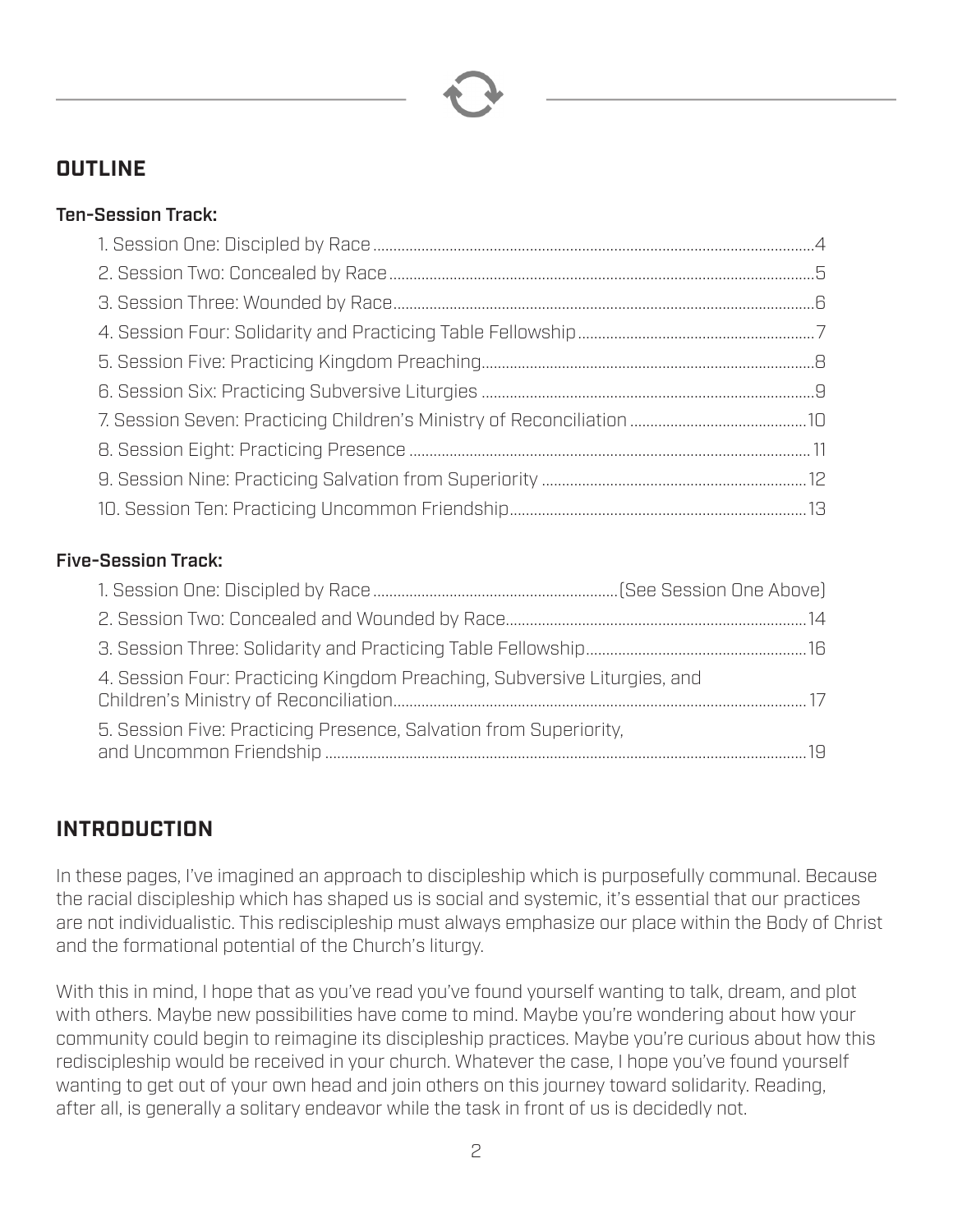## OUTLINE

### Ten-Session Track:

1. Session One: Discipled by Race ..... 4
2. Session Two: Concealed by Race ..... 5
3. Session Three: Wounded by Race ..... 6
4. Session Four: Solidarity and Practicing Table Fellowship ..... 7
5. Session Five: Practicing Kingdom Preaching ..... 8
6. Session Six: Practicing Subversive Liturgies ..... 9
7. Session Seven: Practicing Children's Ministry of Reconciliation ..... 10
8. Session Eight: Practicing Presence ..... 11
9. Session Nine: Practicing Salvation from Superiority ..... 12
10. Session Ten: Practicing Uncommon Friendship ..... 13

### Five-Session Track:

1. Session One: Discipled by Race ..... (See Session One Above)
2. Session Two: Concealed and Wounded by Race ..... 14
3. Session Three: Solidarity and Practicing Table Fellowship ..... 16
4. Session Four: Practicing Kingdom Preaching, Subversive Liturgies, and Children's Ministry of Reconciliation ..... 17
5. Session Five: Practicing Presence, Salvation from Superiority, and Uncommon Friendship ..... 19

## INTRODUCTION

In these pages, I've imagined an approach to discipleship which is purposefully communal. Because the racial discipleship which has shaped us is social and systemic, it's essential that our practices are not individualistic. This rediscipleship must always emphasize our place within the Body of Christ and the formational potential of the Church's liturgy.

With this in mind, I hope that as you've read you've found yourself wanting to talk, dream, and plot with others. Maybe new possibilities have come to mind. Maybe you're wondering about how your community could begin to reimagine its discipleship practices. Maybe you're curious about how this rediscipleship would be received in your church. Whatever the case, I hope you've found yourself wanting to get out of your own head and join others on this journey toward solidarity. Reading, after all, is generally a solitary endeavor while the task in front of us is decidedly not.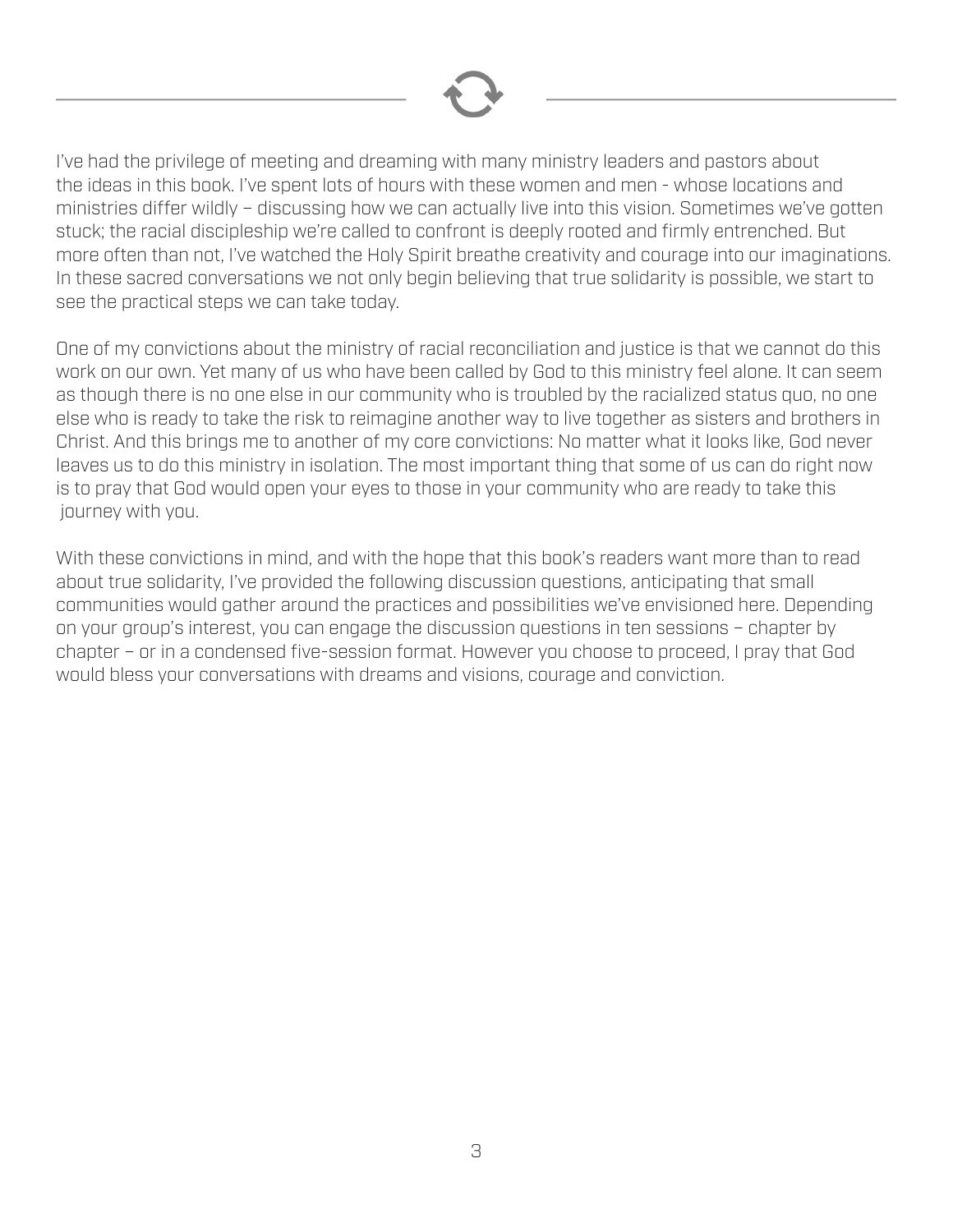I've had the privilege of meeting and dreaming with many ministry leaders and pastors about the ideas in this book. I've spent lots of hours with these women and men - whose locations and ministries differ wildly – discussing how we can actually live into this vision. Sometimes we've gotten stuck; the racial discipleship we're called to confront is deeply rooted and firmly entrenched. But more often than not, I've watched the Holy Spirit breathe creativity and courage into our imaginations. In these sacred conversations we not only begin believing that true solidarity is possible, we start to see the practical steps we can take today.

One of my convictions about the ministry of racial reconciliation and justice is that we cannot do this work on our own. Yet many of us who have been called by God to this ministry feel alone. It can seem as though there is no one else in our community who is troubled by the racialized status quo, no one else who is ready to take the risk to reimagine another way to live together as sisters and brothers in Christ. And this brings me to another of my core convictions: No matter what it looks like, God never leaves us to do this ministry in isolation. The most important thing that some of us can do right now is to pray that God would open your eyes to those in your community who are ready to take this journey with you.

With these convictions in mind, and with the hope that this book's readers want more than to read about true solidarity, I've provided the following discussion questions, anticipating that small communities would gather around the practices and possibilities we've envisioned here. Depending on your group's interest, you can engage the discussion questions in ten sessions – chapter by chapter – or in a condensed five-session format. However you choose to proceed, I pray that God would bless your conversations with dreams and visions, courage and conviction.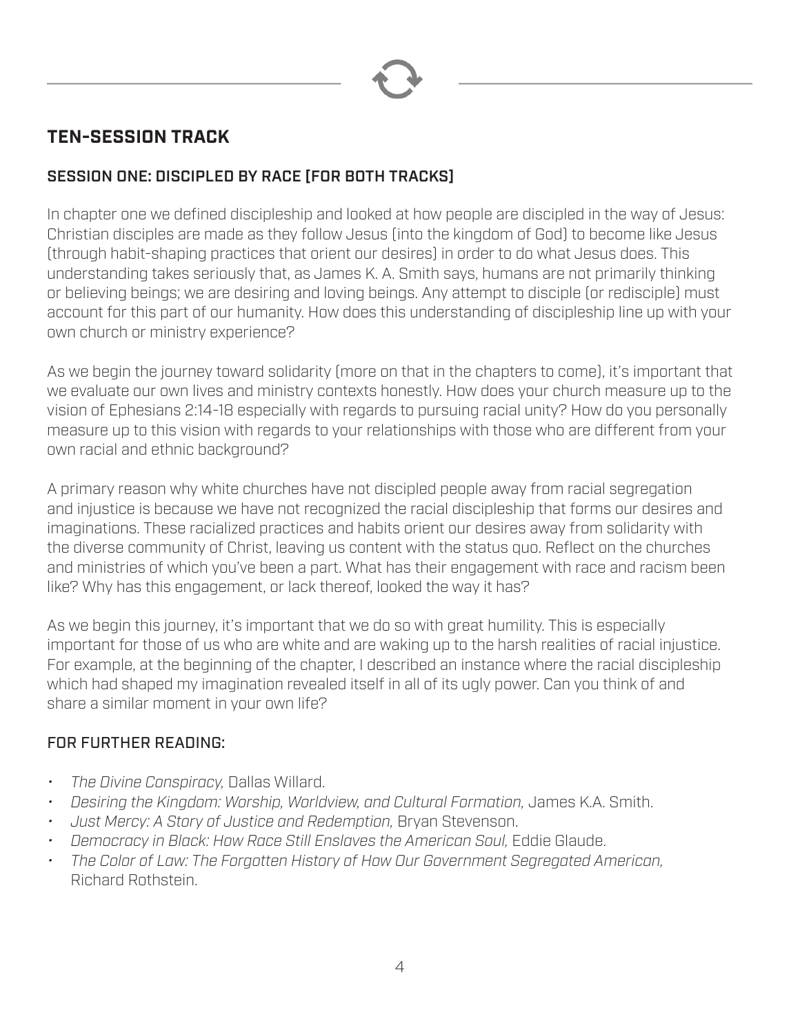## TEN-SESSION TRACK

### SESSION ONE: DISCIPLED BY RACE [FOR BOTH TRACKS]

In chapter one we defined discipleship and looked at how people are discipled in the way of Jesus: Christian disciples are made as they follow Jesus (into the kingdom of God) to become like Jesus (through habit-shaping practices that orient our desires) in order to do what Jesus does. This understanding takes seriously that, as James K. A. Smith says, humans are not primarily thinking or believing beings; we are desiring and loving beings. Any attempt to disciple (or redisciple) must account for this part of our humanity. How does this understanding of discipleship line up with your own church or ministry experience?

As we begin the journey toward solidarity (more on that in the chapters to come), it's important that we evaluate our own lives and ministry contexts honestly. How does your church measure up to the vision of Ephesians 2:14-18 especially with regards to pursuing racial unity? How do you personally measure up to this vision with regards to your relationships with those who are different from your own racial and ethnic background?

A primary reason why white churches have not discipled people away from racial segregation and injustice is because we have not recognized the racial discipleship that forms our desires and imaginations. These racialized practices and habits orient our desires away from solidarity with the diverse community of Christ, leaving us content with the status quo. Reflect on the churches and ministries of which you've been a part. What has their engagement with race and racism been like? Why has this engagement, or lack thereof, looked the way it has?

As we begin this journey, it's important that we do so with great humility. This is especially important for those of us who are white and are waking up to the harsh realities of racial injustice. For example, at the beginning of the chapter, I described an instance where the racial discipleship which had shaped my imagination revealed itself in all of its ugly power. Can you think of and share a similar moment in your own life?

### FOR FURTHER READING:

- *The Divine Conspiracy,* Dallas Willard.
- *Desiring the Kingdom: Worship, Worldview, and Cultural Formation,* James K.A. Smith.
- *Just Mercy: A Story of Justice and Redemption,* Bryan Stevenson.
- *Democracy in Black: How Race Still Enslaves the American Soul,* Eddie Glaude.
- *The Color of Law: The Forgotten History of How Our Government Segregated American,* Richard Rothstein.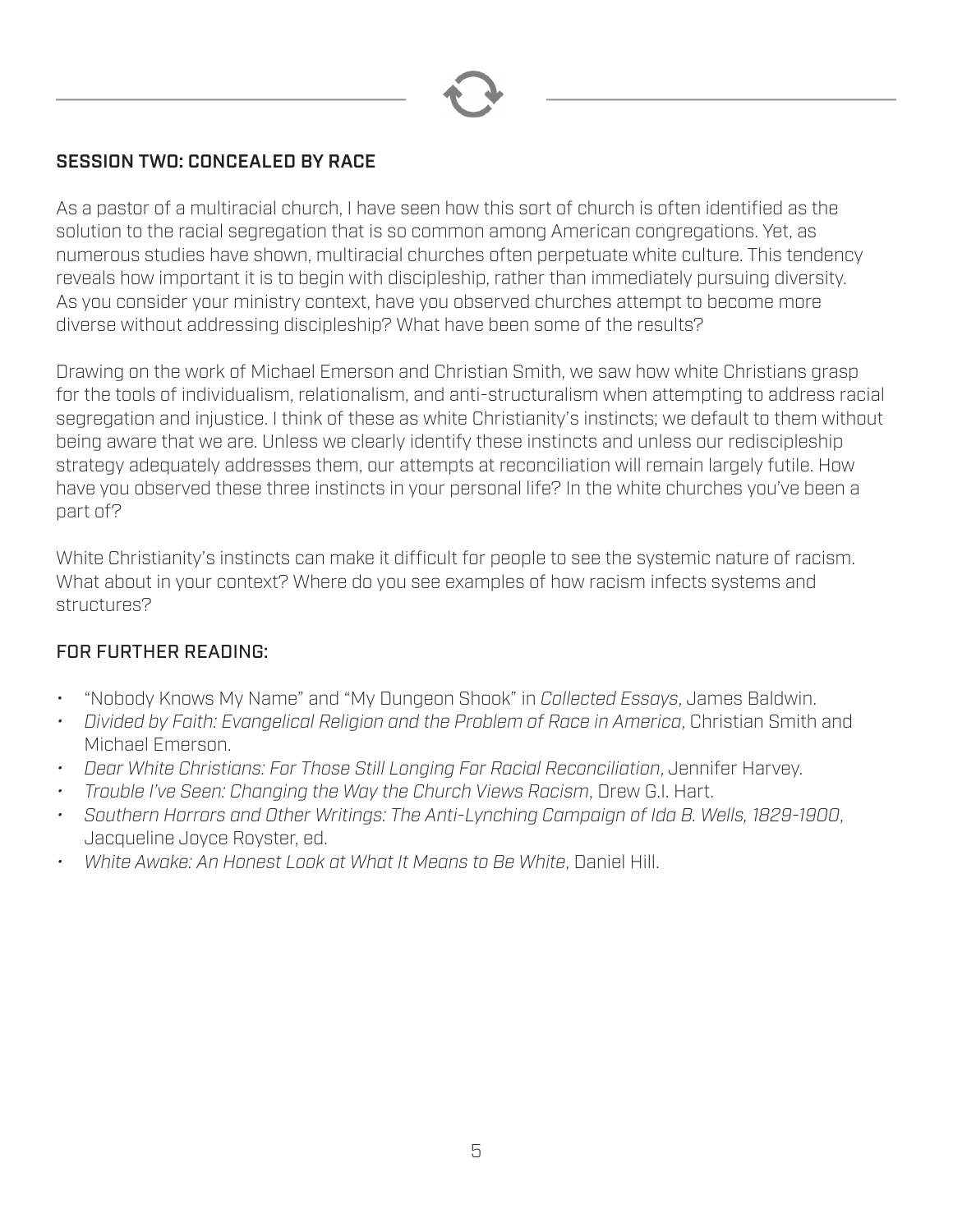## SESSION TWO: CONCEALED BY RACE

As a pastor of a multiracial church, I have seen how this sort of church is often identified as the solution to the racial segregation that is so common among American congregations. Yet, as numerous studies have shown, multiracial churches often perpetuate white culture. This tendency reveals how important it is to begin with discipleship, rather than immediately pursuing diversity. As you consider your ministry context, have you observed churches attempt to become more diverse without addressing discipleship? What have been some of the results?

Drawing on the work of Michael Emerson and Christian Smith, we saw how white Christians grasp for the tools of individualism, relationalism, and anti-structuralism when attempting to address racial segregation and injustice. I think of these as white Christianity's instincts; we default to them without being aware that we are. Unless we clearly identify these instincts and unless our rediscipleship strategy adequately addresses them, our attempts at reconciliation will remain largely futile. How have you observed these three instincts in your personal life? In the white churches you've been a part of?

White Christianity's instincts can make it difficult for people to see the systemic nature of racism. What about in your context? Where do you see examples of how racism infects systems and structures?

### FOR FURTHER READING:

- "Nobody Knows My Name" and "My Dungeon Shook" in *Collected Essays*, James Baldwin.
- *Divided by Faith: Evangelical Religion and the Problem of Race in America*, Christian Smith and Michael Emerson.
- *Dear White Christians: For Those Still Longing For Racial Reconciliation*, Jennifer Harvey.
- *Trouble I've Seen: Changing the Way the Church Views Racism*, Drew G.I. Hart.
- *Southern Horrors and Other Writings: The Anti-Lynching Campaign of Ida B. Wells, 1829-1900*, Jacqueline Joyce Royster, ed.
- *White Awake: An Honest Look at What It Means to Be White*, Daniel Hill.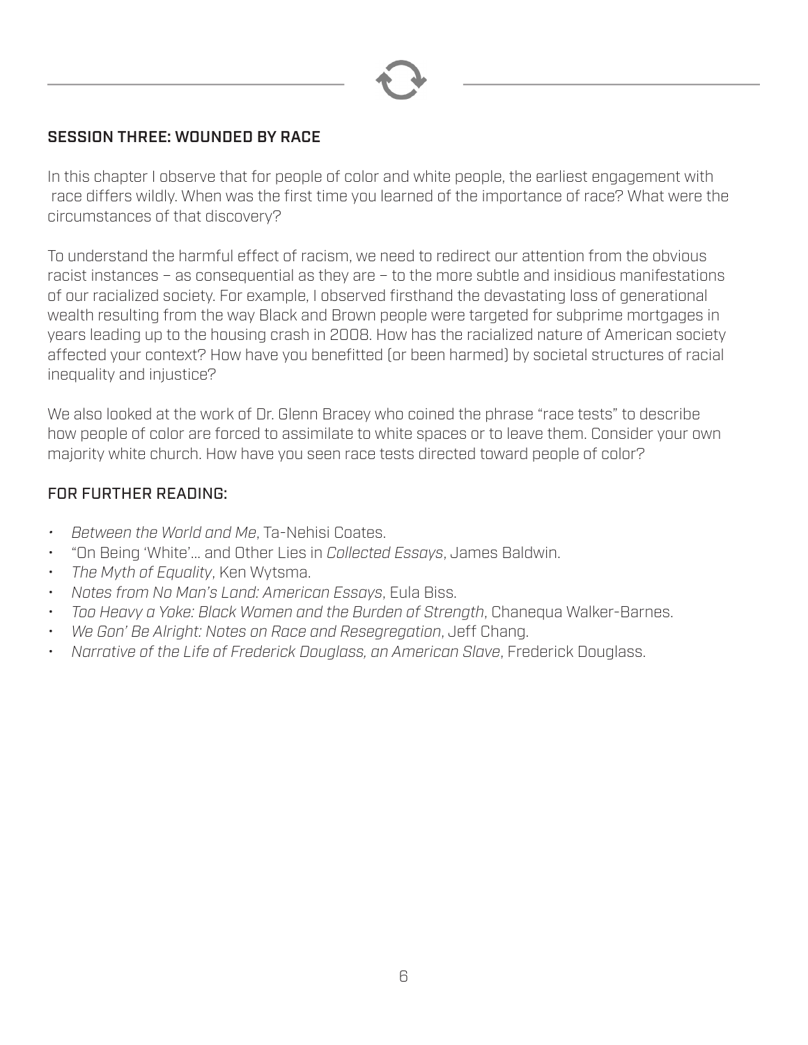## SESSION THREE: WOUNDED BY RACE

In this chapter I observe that for people of color and white people, the earliest engagement with race differs wildly. When was the first time you learned of the importance of race? What were the circumstances of that discovery?

To understand the harmful effect of racism, we need to redirect our attention from the obvious racist instances – as consequential as they are – to the more subtle and insidious manifestations of our racialized society. For example, I observed firsthand the devastating loss of generational wealth resulting from the way Black and Brown people were targeted for subprime mortgages in years leading up to the housing crash in 2008. How has the racialized nature of American society affected your context? How have you benefitted (or been harmed) by societal structures of racial inequality and injustice?

We also looked at the work of Dr. Glenn Bracey who coined the phrase "race tests" to describe how people of color are forced to assimilate to white spaces or to leave them. Consider your own majority white church. How have you seen race tests directed toward people of color?

### FOR FURTHER READING:

- *Between the World and Me*, Ta-Nehisi Coates.
- "On Being 'White'… and Other Lies in *Collected Essays*, James Baldwin.
- *The Myth of Equality*, Ken Wytsma.
- *Notes from No Man's Land: American Essays*, Eula Biss.
- *Too Heavy a Yoke: Black Women and the Burden of Strength*, Chanequa Walker-Barnes.
- *We Gon' Be Alright: Notes on Race and Resegregation*, Jeff Chang.
- *Narrative of the Life of Frederick Douglass, an American Slave*, Frederick Douglass.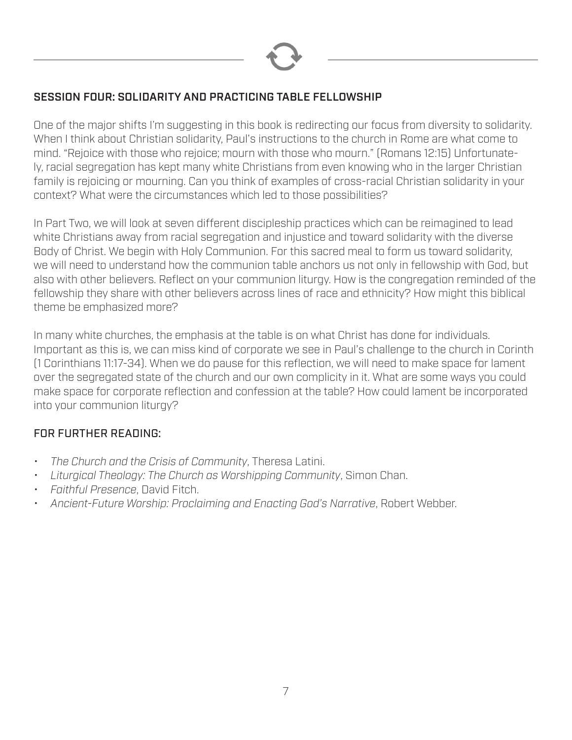## SESSION FOUR: SOLIDARITY AND PRACTICING TABLE FELLOWSHIP

One of the major shifts I'm suggesting in this book is redirecting our focus from diversity to solidarity. When I think about Christian solidarity, Paul's instructions to the church in Rome are what come to mind. "Rejoice with those who rejoice; mourn with those who mourn." (Romans 12:15) Unfortunately, racial segregation has kept many white Christians from even knowing who in the larger Christian family is rejoicing or mourning. Can you think of examples of cross-racial Christian solidarity in your context? What were the circumstances which led to those possibilities?

In Part Two, we will look at seven different discipleship practices which can be reimagined to lead white Christians away from racial segregation and injustice and toward solidarity with the diverse Body of Christ. We begin with Holy Communion. For this sacred meal to form us toward solidarity, we will need to understand how the communion table anchors us not only in fellowship with God, but also with other believers. Reflect on your communion liturgy. How is the congregation reminded of the fellowship they share with other believers across lines of race and ethnicity? How might this biblical theme be emphasized more?

In many white churches, the emphasis at the table is on what Christ has done for individuals. Important as this is, we can miss kind of corporate we see in Paul's challenge to the church in Corinth (1 Corinthians 11:17-34). When we do pause for this reflection, we will need to make space for lament over the segregated state of the church and our own complicity in it. What are some ways you could make space for corporate reflection and confession at the table? How could lament be incorporated into your communion liturgy?

### FOR FURTHER READING:

- *The Church and the Crisis of Community*, Theresa Latini.
- *Liturgical Theology: The Church as Worshipping Community*, Simon Chan.
- *Faithful Presence*, David Fitch.
- *Ancient-Future Worship: Proclaiming and Enacting God's Narrative*, Robert Webber.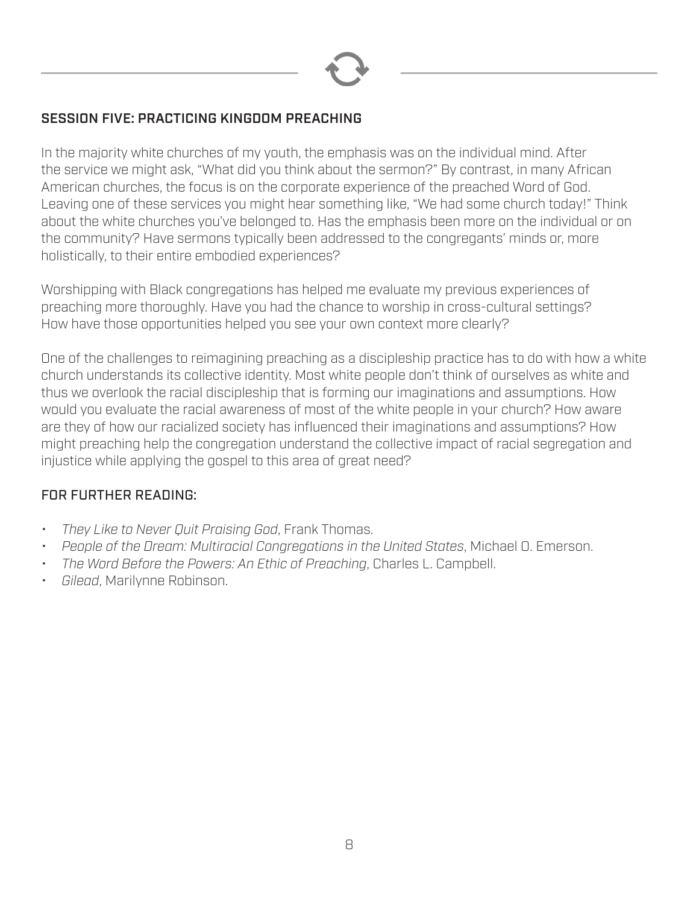## SESSION FIVE: PRACTICING KINGDOM PREACHING

In the majority white churches of my youth, the emphasis was on the individual mind. After the service we might ask, "What did you think about the sermon?" By contrast, in many African American churches, the focus is on the corporate experience of the preached Word of God. Leaving one of these services you might hear something like, "We had some church today!" Think about the white churches you've belonged to. Has the emphasis been more on the individual or on the community? Have sermons typically been addressed to the congregants' minds or, more holistically, to their entire embodied experiences?

Worshipping with Black congregations has helped me evaluate my previous experiences of preaching more thoroughly. Have you had the chance to worship in cross-cultural settings? How have those opportunities helped you see your own context more clearly?

One of the challenges to reimagining preaching as a discipleship practice has to do with how a white church understands its collective identity. Most white people don't think of ourselves as white and thus we overlook the racial discipleship that is forming our imaginations and assumptions. How would you evaluate the racial awareness of most of the white people in your church? How aware are they of how our racialized society has influenced their imaginations and assumptions? How might preaching help the congregation understand the collective impact of racial segregation and injustice while applying the gospel to this area of great need?

### FOR FURTHER READING:

- *They Like to Never Quit Praising God*, Frank Thomas.
- *People of the Dream: Multiracial Congregations in the United States*, Michael O. Emerson.
- *The Word Before the Powers: An Ethic of Preaching*, Charles L. Campbell.
- *Gilead*, Marilynne Robinson.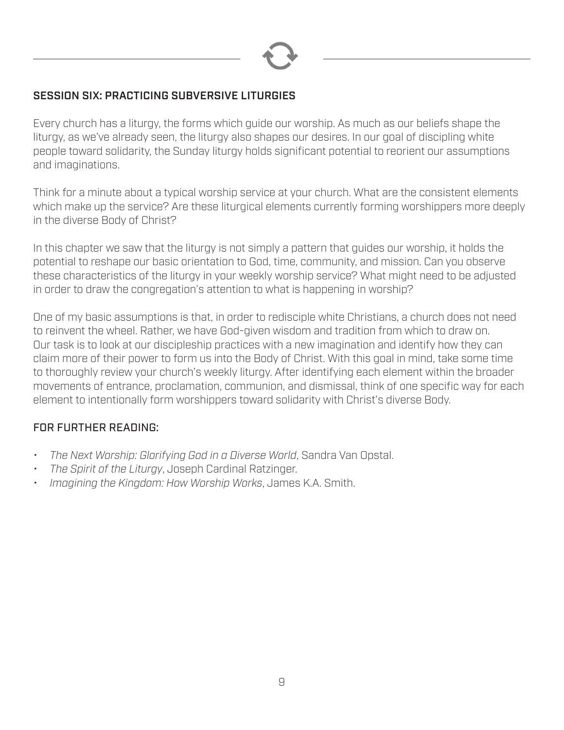## SESSION SIX: PRACTICING SUBVERSIVE LITURGIES

Every church has a liturgy, the forms which guide our worship. As much as our beliefs shape the liturgy, as we've already seen, the liturgy also shapes our desires. In our goal of discipling white people toward solidarity, the Sunday liturgy holds significant potential to reorient our assumptions and imaginations.

Think for a minute about a typical worship service at your church. What are the consistent elements which make up the service? Are these liturgical elements currently forming worshippers more deeply in the diverse Body of Christ?

In this chapter we saw that the liturgy is not simply a pattern that guides our worship, it holds the potential to reshape our basic orientation to God, time, community, and mission. Can you observe these characteristics of the liturgy in your weekly worship service? What might need to be adjusted in order to draw the congregation's attention to what is happening in worship?

One of my basic assumptions is that, in order to redisciple white Christians, a church does not need to reinvent the wheel. Rather, we have God-given wisdom and tradition from which to draw on. Our task is to look at our discipleship practices with a new imagination and identify how they can claim more of their power to form us into the Body of Christ. With this goal in mind, take some time to thoroughly review your church's weekly liturgy. After identifying each element within the broader movements of entrance, proclamation, communion, and dismissal, think of one specific way for each element to intentionally form worshippers toward solidarity with Christ's diverse Body.

### FOR FURTHER READING:

- *The Next Worship: Glorifying God in a Diverse World*, Sandra Van Opstal.
- *The Spirit of the Liturgy*, Joseph Cardinal Ratzinger.
- *Imagining the Kingdom: How Worship Works*, James K.A. Smith.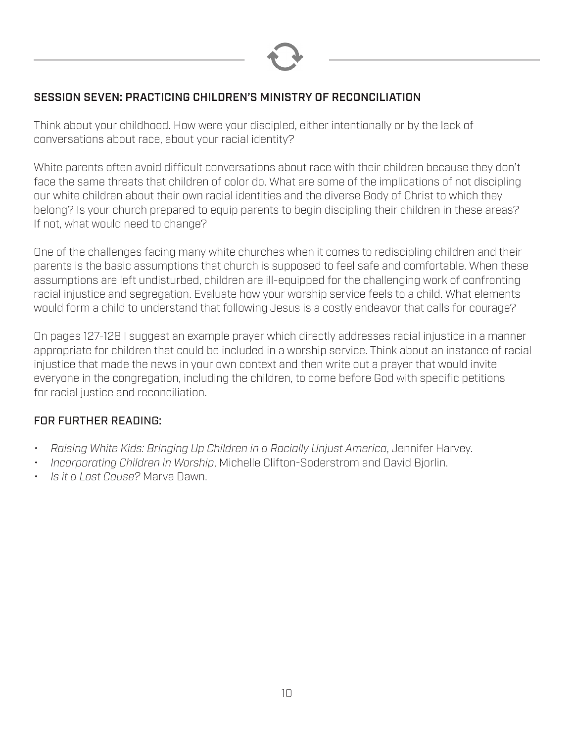## SESSION SEVEN: PRACTICING CHILDREN'S MINISTRY OF RECONCILIATION

Think about your childhood. How were your discipled, either intentionally or by the lack of conversations about race, about your racial identity?

White parents often avoid difficult conversations about race with their children because they don't face the same threats that children of color do. What are some of the implications of not discipling our white children about their own racial identities and the diverse Body of Christ to which they belong? Is your church prepared to equip parents to begin discipling their children in these areas? If not, what would need to change?

One of the challenges facing many white churches when it comes to rediscipling children and their parents is the basic assumptions that church is supposed to feel safe and comfortable. When these assumptions are left undisturbed, children are ill-equipped for the challenging work of confronting racial injustice and segregation. Evaluate how your worship service feels to a child. What elements would form a child to understand that following Jesus is a costly endeavor that calls for courage?

On pages 127-128 I suggest an example prayer which directly addresses racial injustice in a manner appropriate for children that could be included in a worship service. Think about an instance of racial injustice that made the news in your own context and then write out a prayer that would invite everyone in the congregation, including the children, to come before God with specific petitions for racial justice and reconciliation.

### FOR FURTHER READING:

- *Raising White Kids: Bringing Up Children in a Racially Unjust America*, Jennifer Harvey.
- *Incorporating Children in Worship*, Michelle Clifton-Soderstrom and David Bjorlin.
- *Is it a Lost Cause?* Marva Dawn.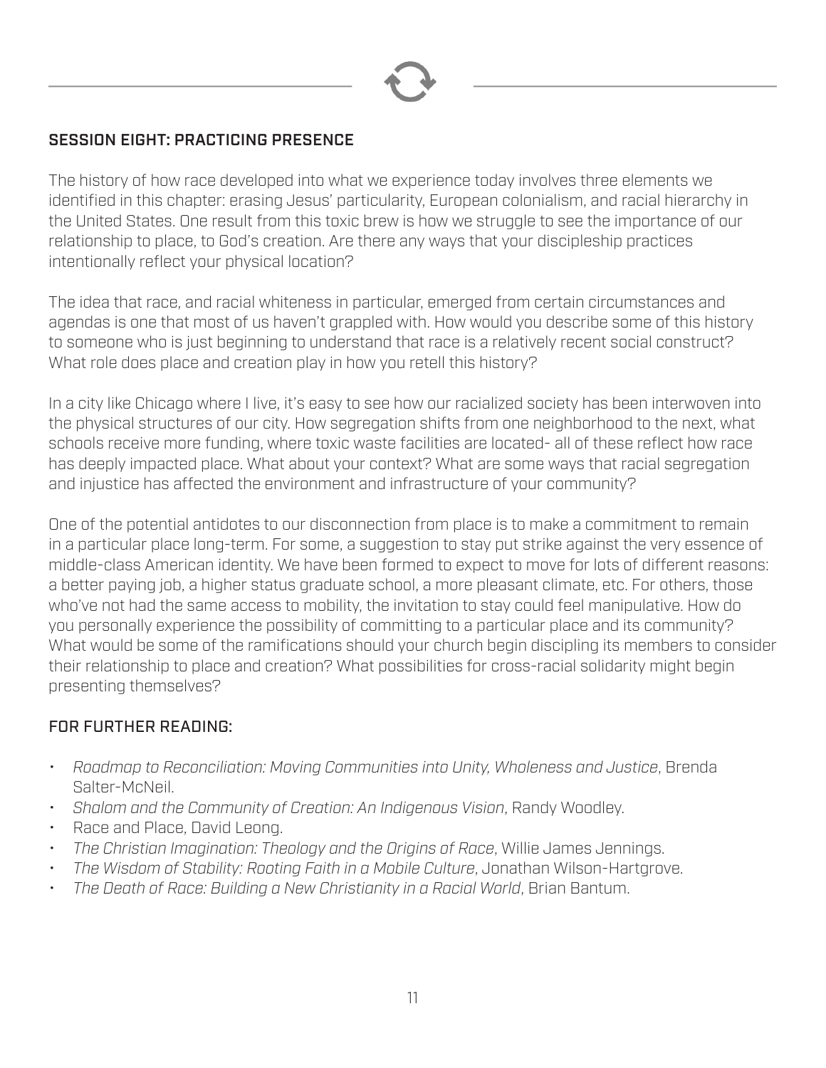## SESSION EIGHT: PRACTICING PRESENCE

The history of how race developed into what we experience today involves three elements we identified in this chapter: erasing Jesus' particularity, European colonialism, and racial hierarchy in the United States. One result from this toxic brew is how we struggle to see the importance of our relationship to place, to God's creation. Are there any ways that your discipleship practices intentionally reflect your physical location?

The idea that race, and racial whiteness in particular, emerged from certain circumstances and agendas is one that most of us haven't grappled with. How would you describe some of this history to someone who is just beginning to understand that race is a relatively recent social construct? What role does place and creation play in how you retell this history?

In a city like Chicago where I live, it's easy to see how our racialized society has been interwoven into the physical structures of our city. How segregation shifts from one neighborhood to the next, what schools receive more funding, where toxic waste facilities are located- all of these reflect how race has deeply impacted place. What about your context? What are some ways that racial segregation and injustice has affected the environment and infrastructure of your community?

One of the potential antidotes to our disconnection from place is to make a commitment to remain in a particular place long-term. For some, a suggestion to stay put strike against the very essence of middle-class American identity. We have been formed to expect to move for lots of different reasons: a better paying job, a higher status graduate school, a more pleasant climate, etc. For others, those who've not had the same access to mobility, the invitation to stay could feel manipulative. How do you personally experience the possibility of committing to a particular place and its community? What would be some of the ramifications should your church begin discipling its members to consider their relationship to place and creation? What possibilities for cross-racial solidarity might begin presenting themselves?

### FOR FURTHER READING:

- *Roadmap to Reconciliation: Moving Communities into Unity, Wholeness and Justice*, Brenda Salter-McNeil.
- *Shalom and the Community of Creation: An Indigenous Vision*, Randy Woodley.
- Race and Place, David Leong.
- *The Christian Imagination: Theology and the Origins of Race*, Willie James Jennings.
- *The Wisdom of Stability: Rooting Faith in a Mobile Culture*, Jonathan Wilson-Hartgrove.
- *The Death of Race: Building a New Christianity in a Racial World*, Brian Bantum.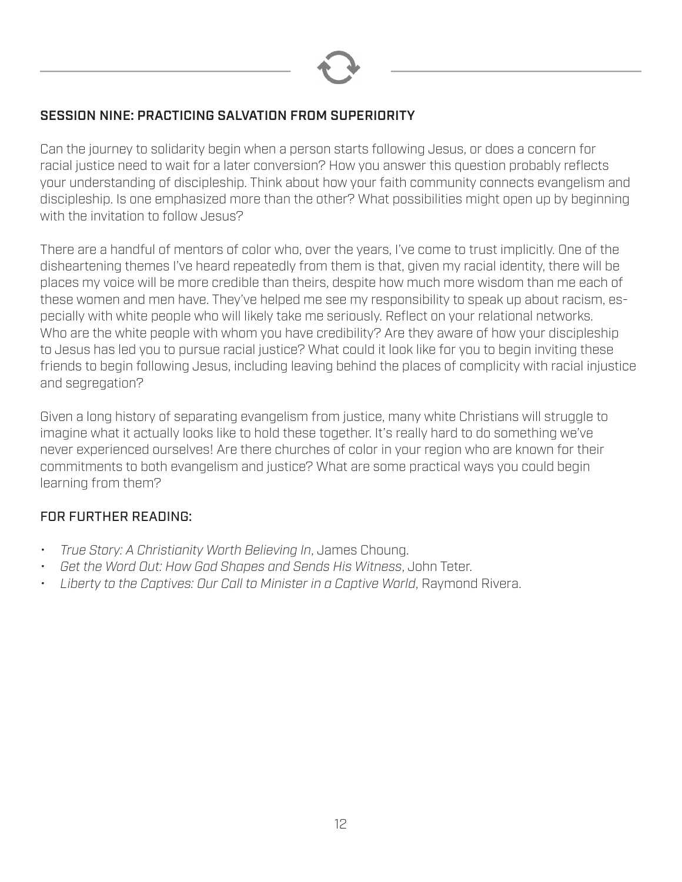## SESSION NINE: PRACTICING SALVATION FROM SUPERIORITY

Can the journey to solidarity begin when a person starts following Jesus, or does a concern for racial justice need to wait for a later conversion? How you answer this question probably reflects your understanding of discipleship. Think about how your faith community connects evangelism and discipleship. Is one emphasized more than the other? What possibilities might open up by beginning with the invitation to follow Jesus?

There are a handful of mentors of color who, over the years, I've come to trust implicitly. One of the disheartening themes I've heard repeatedly from them is that, given my racial identity, there will be places my voice will be more credible than theirs, despite how much more wisdom than me each of these women and men have. They've helped me see my responsibility to speak up about racism, especially with white people who will likely take me seriously. Reflect on your relational networks. Who are the white people with whom you have credibility? Are they aware of how your discipleship to Jesus has led you to pursue racial justice? What could it look like for you to begin inviting these friends to begin following Jesus, including leaving behind the places of complicity with racial injustice and segregation?

Given a long history of separating evangelism from justice, many white Christians will struggle to imagine what it actually looks like to hold these together. It's really hard to do something we've never experienced ourselves! Are there churches of color in your region who are known for their commitments to both evangelism and justice? What are some practical ways you could begin learning from them?

### FOR FURTHER READING:

- *True Story: A Christianity Worth Believing In*, James Choung.
- *Get the Word Out: How God Shapes and Sends His Witness*, John Teter.
- *Liberty to the Captives: Our Call to Minister in a Captive World*, Raymond Rivera.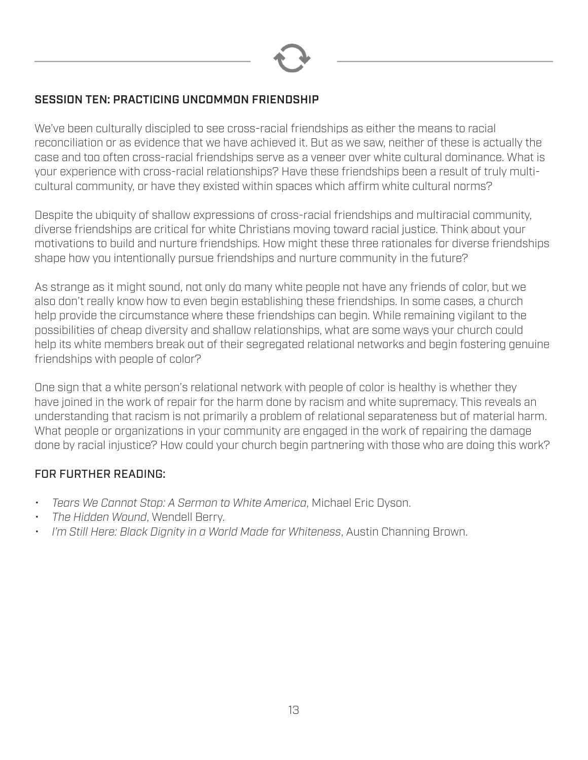## SESSION TEN: PRACTICING UNCOMMON FRIENDSHIP

We've been culturally discipled to see cross-racial friendships as either the means to racial reconciliation or as evidence that we have achieved it. But as we saw, neither of these is actually the case and too often cross-racial friendships serve as a veneer over white cultural dominance. What is your experience with cross-racial relationships? Have these friendships been a result of truly multi-cultural community, or have they existed within spaces which affirm white cultural norms?

Despite the ubiquity of shallow expressions of cross-racial friendships and multiracial community, diverse friendships are critical for white Christians moving toward racial justice. Think about your motivations to build and nurture friendships. How might these three rationales for diverse friendships shape how you intentionally pursue friendships and nurture community in the future?

As strange as it might sound, not only do many white people not have any friends of color, but we also don't really know how to even begin establishing these friendships. In some cases, a church help provide the circumstance where these friendships can begin. While remaining vigilant to the possibilities of cheap diversity and shallow relationships, what are some ways your church could help its white members break out of their segregated relational networks and begin fostering genuine friendships with people of color?

One sign that a white person's relational network with people of color is healthy is whether they have joined in the work of repair for the harm done by racism and white supremacy. This reveals an understanding that racism is not primarily a problem of relational separateness but of material harm. What people or organizations in your community are engaged in the work of repairing the damage done by racial injustice? How could your church begin partnering with those who are doing this work?

### FOR FURTHER READING:

- *Tears We Cannot Stop: A Sermon to White America*, Michael Eric Dyson.
- *The Hidden Wound*, Wendell Berry.
- *I'm Still Here: Black Dignity in a World Made for Whiteness*, Austin Channing Brown.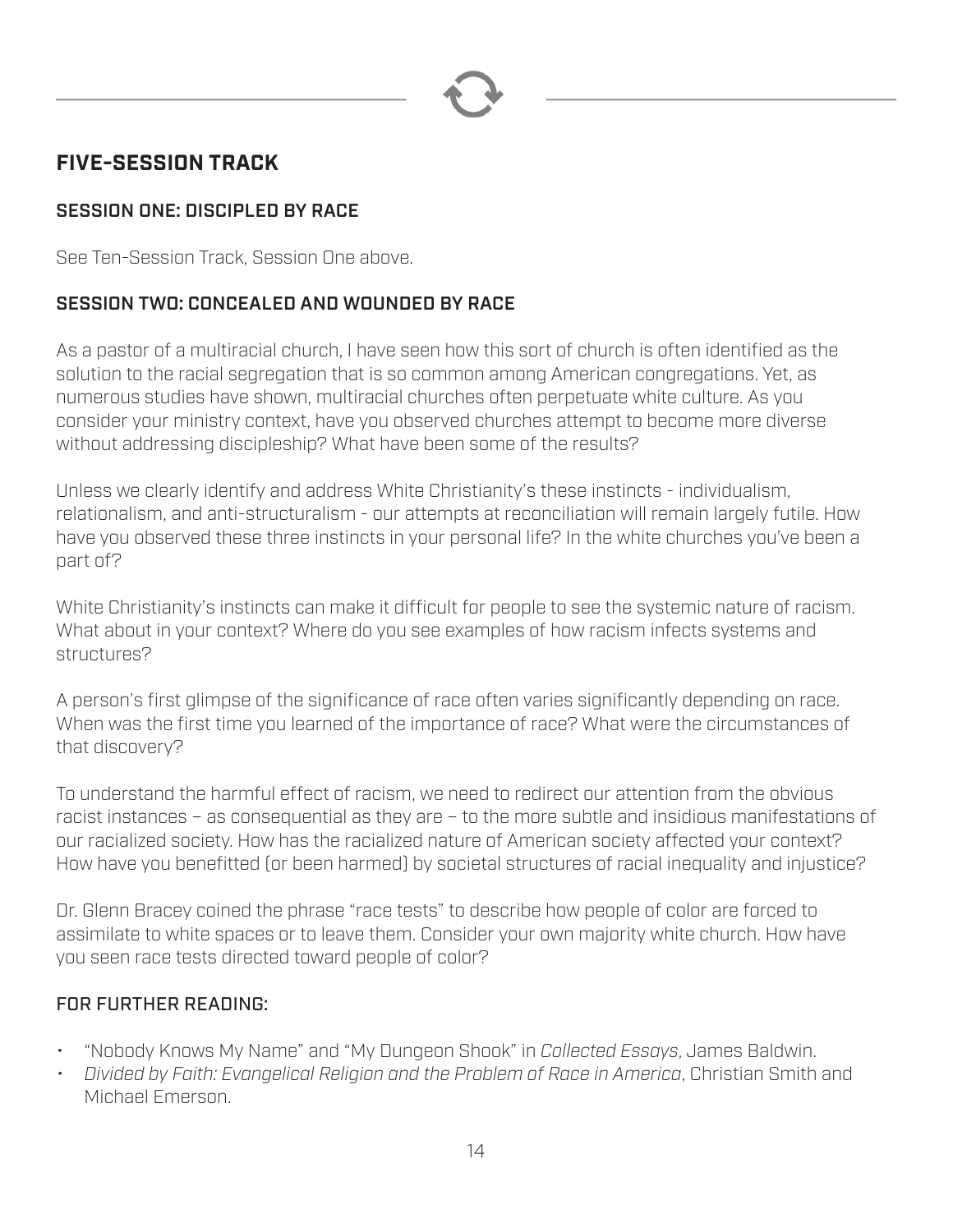## FIVE-SESSION TRACK

### SESSION ONE: DISCIPLED BY RACE

See Ten-Session Track, Session One above.

### SESSION TWO: CONCEALED AND WOUNDED BY RACE

As a pastor of a multiracial church, I have seen how this sort of church is often identified as the solution to the racial segregation that is so common among American congregations. Yet, as numerous studies have shown, multiracial churches often perpetuate white culture. As you consider your ministry context, have you observed churches attempt to become more diverse without addressing discipleship? What have been some of the results?

Unless we clearly identify and address White Christianity's these instincts - individualism, relationalism, and anti-structuralism - our attempts at reconciliation will remain largely futile. How have you observed these three instincts in your personal life? In the white churches you've been a part of?

White Christianity's instincts can make it difficult for people to see the systemic nature of racism. What about in your context? Where do you see examples of how racism infects systems and structures?

A person's first glimpse of the significance of race often varies significantly depending on race. When was the first time you learned of the importance of race? What were the circumstances of that discovery?

To understand the harmful effect of racism, we need to redirect our attention from the obvious racist instances – as consequential as they are – to the more subtle and insidious manifestations of our racialized society. How has the racialized nature of American society affected your context? How have you benefitted (or been harmed) by societal structures of racial inequality and injustice?

Dr. Glenn Bracey coined the phrase "race tests" to describe how people of color are forced to assimilate to white spaces or to leave them. Consider your own majority white church. How have you seen race tests directed toward people of color?

### FOR FURTHER READING:

- "Nobody Knows My Name" and "My Dungeon Shook" in *Collected Essays*, James Baldwin.
- *Divided by Faith: Evangelical Religion and the Problem of Race in America*, Christian Smith and Michael Emerson.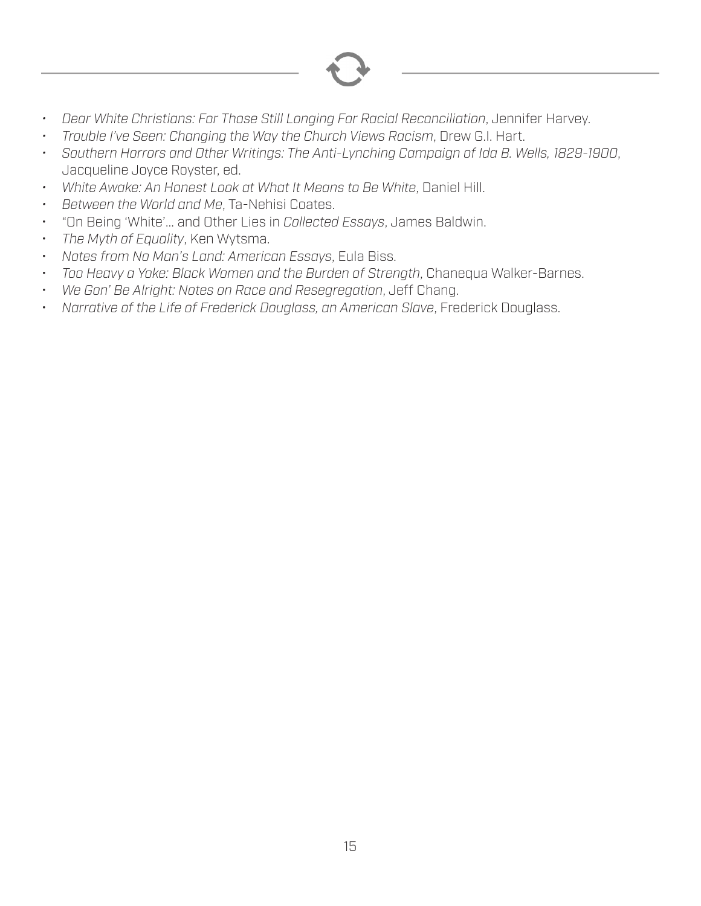- *Dear White Christians: For Those Still Longing For Racial Reconciliation*, Jennifer Harvey.
- *Trouble I've Seen: Changing the Way the Church Views Racism*, Drew G.I. Hart.
- *Southern Horrors and Other Writings: The Anti-Lynching Campaign of Ida B. Wells, 1829-1900*, Jacqueline Joyce Royster, ed.
- *White Awake: An Honest Look at What It Means to Be White*, Daniel Hill.
- *Between the World and Me*, Ta-Nehisi Coates.
- "On Being 'White'... and Other Lies in *Collected Essays*, James Baldwin.
- *The Myth of Equality*, Ken Wytsma.
- *Notes from No Man's Land: American Essays*, Eula Biss.
- *Too Heavy a Yoke: Black Women and the Burden of Strength*, Chanequa Walker-Barnes.
- *We Gon' Be Alright: Notes on Race and Resegregation*, Jeff Chang.
- *Narrative of the Life of Frederick Douglass, an American Slave*, Frederick Douglass.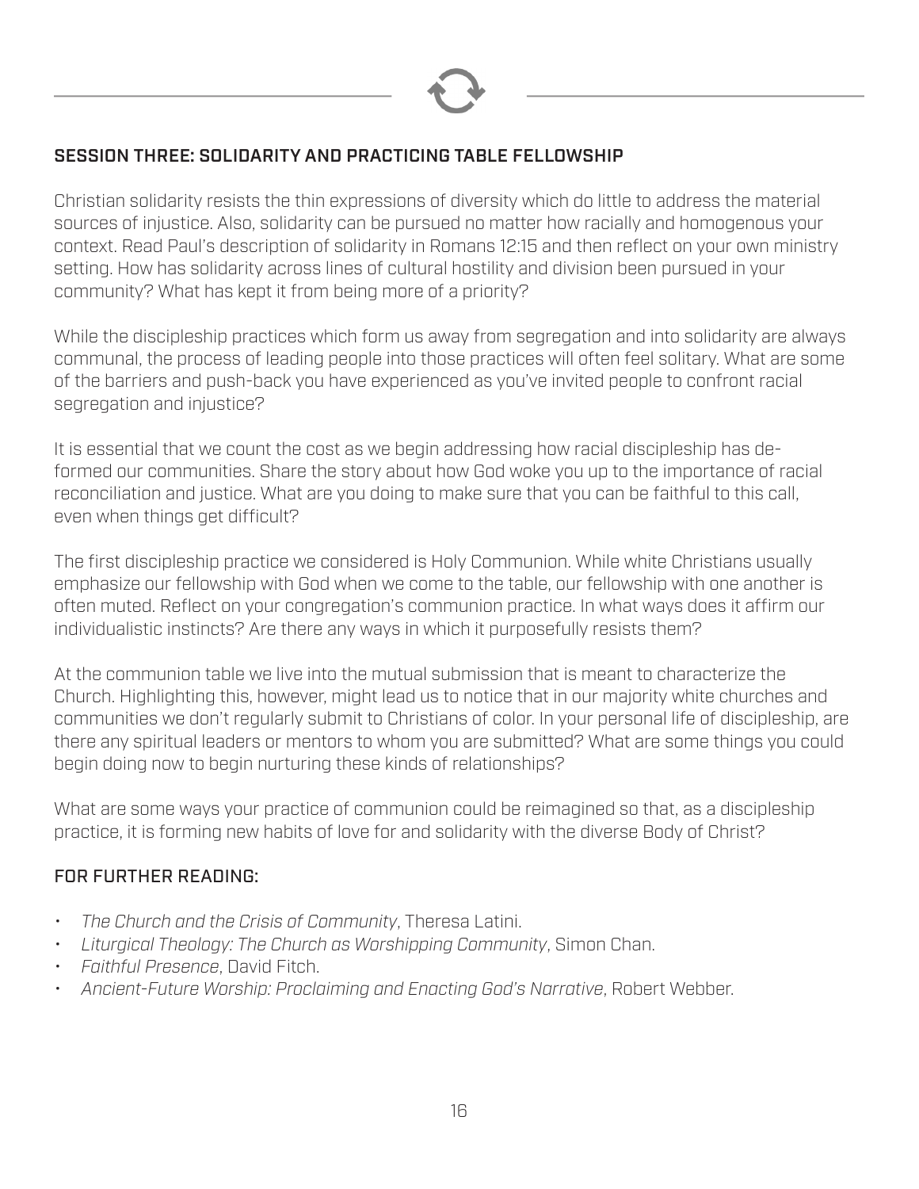## SESSION THREE: SOLIDARITY AND PRACTICING TABLE FELLOWSHIP

Christian solidarity resists the thin expressions of diversity which do little to address the material sources of injustice. Also, solidarity can be pursued no matter how racially and homogenous your context. Read Paul's description of solidarity in Romans 12:15 and then reflect on your own ministry setting. How has solidarity across lines of cultural hostility and division been pursued in your community? What has kept it from being more of a priority?

While the discipleship practices which form us away from segregation and into solidarity are always communal, the process of leading people into those practices will often feel solitary. What are some of the barriers and push-back you have experienced as you've invited people to confront racial segregation and injustice?

It is essential that we count the cost as we begin addressing how racial discipleship has de-formed our communities. Share the story about how God woke you up to the importance of racial reconciliation and justice. What are you doing to make sure that you can be faithful to this call, even when things get difficult?

The first discipleship practice we considered is Holy Communion. While white Christians usually emphasize our fellowship with God when we come to the table, our fellowship with one another is often muted. Reflect on your congregation's communion practice. In what ways does it affirm our individualistic instincts? Are there any ways in which it purposefully resists them?

At the communion table we live into the mutual submission that is meant to characterize the Church. Highlighting this, however, might lead us to notice that in our majority white churches and communities we don't regularly submit to Christians of color. In your personal life of discipleship, are there any spiritual leaders or mentors to whom you are submitted? What are some things you could begin doing now to begin nurturing these kinds of relationships?

What are some ways your practice of communion could be reimagined so that, as a discipleship practice, it is forming new habits of love for and solidarity with the diverse Body of Christ?

### FOR FURTHER READING:

- *The Church and the Crisis of Community*, Theresa Latini.
- *Liturgical Theology: The Church as Worshipping Community*, Simon Chan.
- *Faithful Presence*, David Fitch.
- *Ancient-Future Worship: Proclaiming and Enacting God's Narrative*, Robert Webber.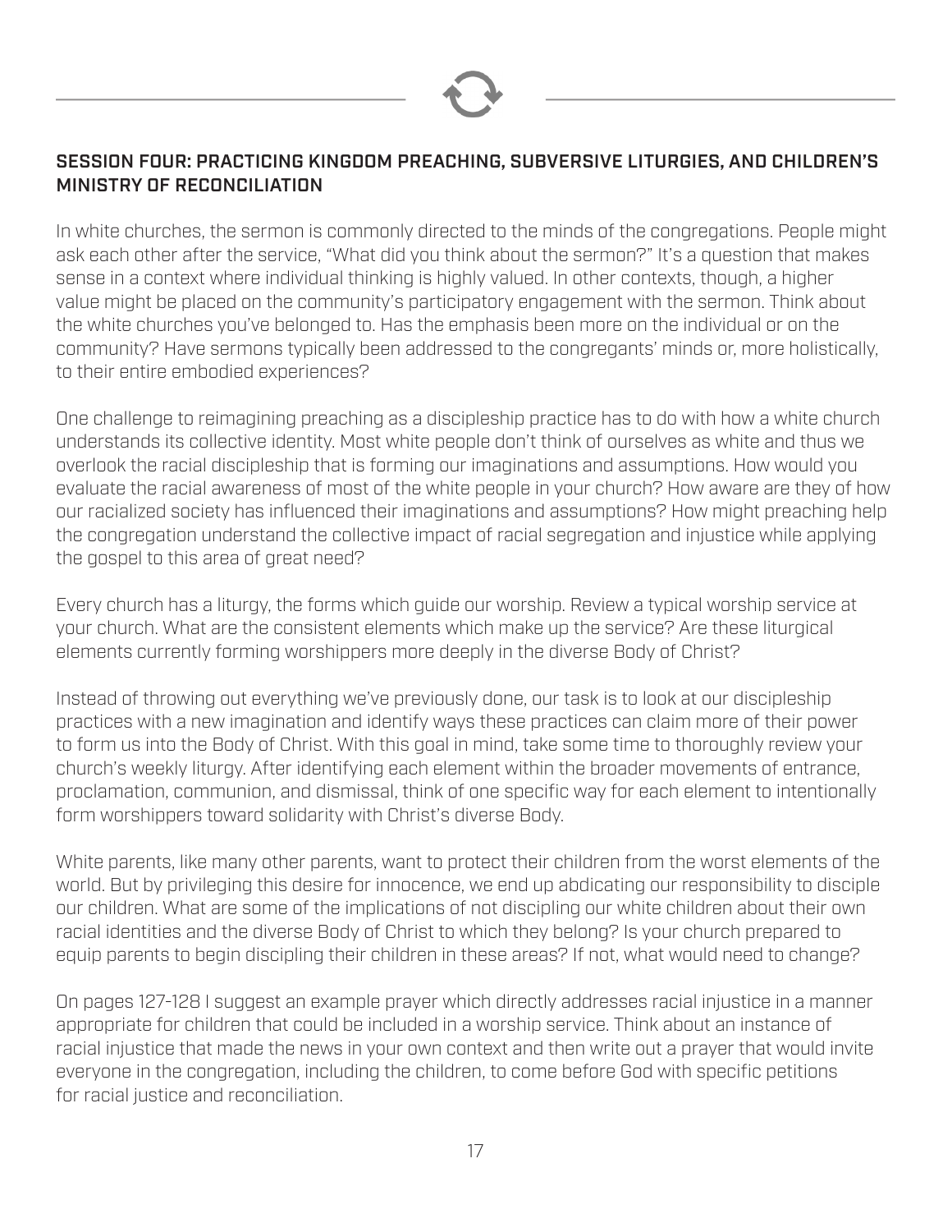## SESSION FOUR: PRACTICING KINGDOM PREACHING, SUBVERSIVE LITURGIES, AND CHILDREN'S MINISTRY OF RECONCILIATION

In white churches, the sermon is commonly directed to the minds of the congregations. People might ask each other after the service, "What did you think about the sermon?" It's a question that makes sense in a context where individual thinking is highly valued. In other contexts, though, a higher value might be placed on the community's participatory engagement with the sermon. Think about the white churches you've belonged to. Has the emphasis been more on the individual or on the community? Have sermons typically been addressed to the congregants' minds or, more holistically, to their entire embodied experiences?

One challenge to reimagining preaching as a discipleship practice has to do with how a white church understands its collective identity. Most white people don't think of ourselves as white and thus we overlook the racial discipleship that is forming our imaginations and assumptions. How would you evaluate the racial awareness of most of the white people in your church? How aware are they of how our racialized society has influenced their imaginations and assumptions? How might preaching help the congregation understand the collective impact of racial segregation and injustice while applying the gospel to this area of great need?

Every church has a liturgy, the forms which guide our worship. Review a typical worship service at your church. What are the consistent elements which make up the service? Are these liturgical elements currently forming worshippers more deeply in the diverse Body of Christ?

Instead of throwing out everything we've previously done, our task is to look at our discipleship practices with a new imagination and identify ways these practices can claim more of their power to form us into the Body of Christ. With this goal in mind, take some time to thoroughly review your church's weekly liturgy. After identifying each element within the broader movements of entrance, proclamation, communion, and dismissal, think of one specific way for each element to intentionally form worshippers toward solidarity with Christ's diverse Body.

White parents, like many other parents, want to protect their children from the worst elements of the world. But by privileging this desire for innocence, we end up abdicating our responsibility to disciple our children. What are some of the implications of not discipling our white children about their own racial identities and the diverse Body of Christ to which they belong? Is your church prepared to equip parents to begin discipling their children in these areas? If not, what would need to change?

On pages 127-128 I suggest an example prayer which directly addresses racial injustice in a manner appropriate for children that could be included in a worship service. Think about an instance of racial injustice that made the news in your own context and then write out a prayer that would invite everyone in the congregation, including the children, to come before God with specific petitions for racial justice and reconciliation.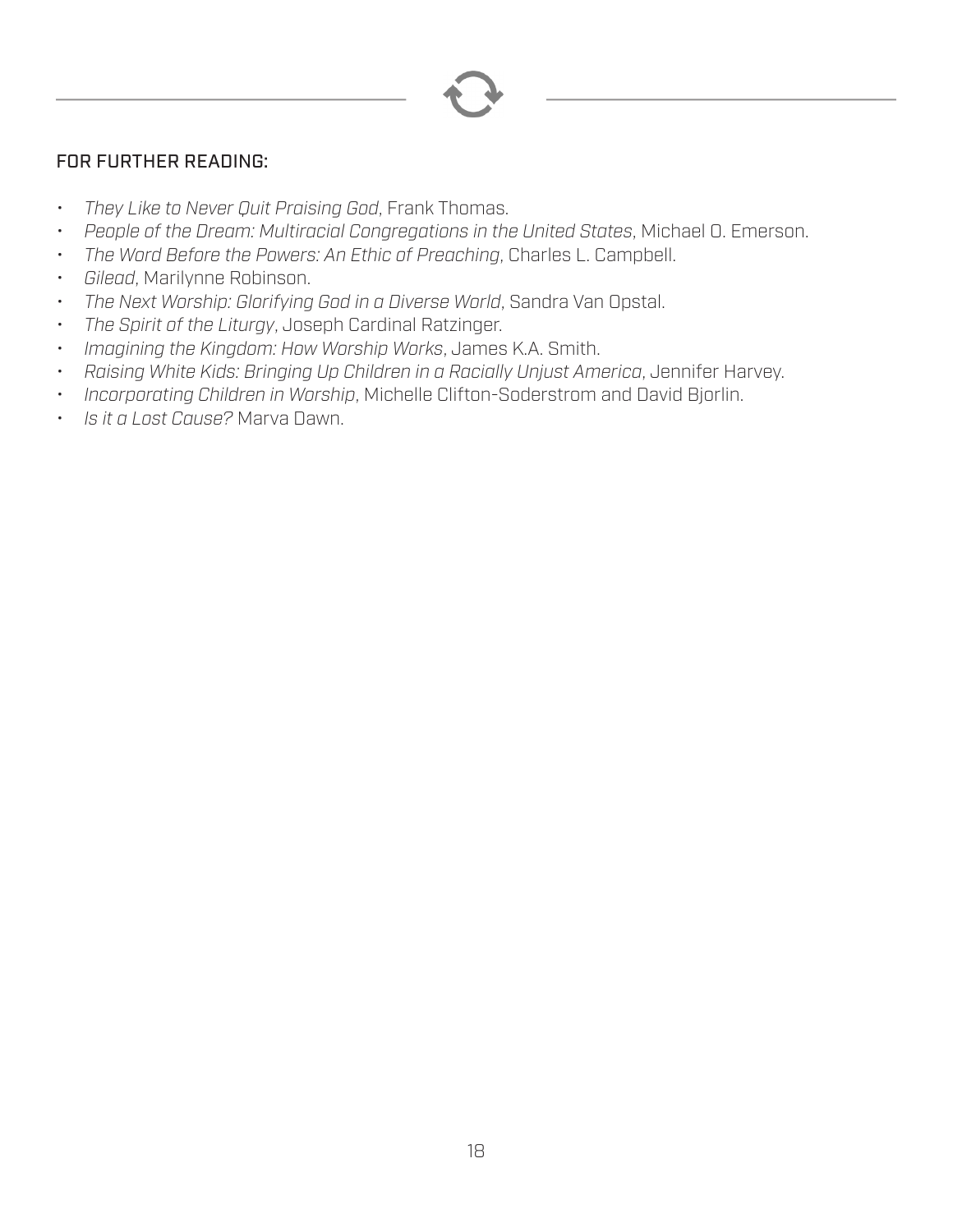## FOR FURTHER READING:

- *They Like to Never Quit Praising God*, Frank Thomas.
- *People of the Dream: Multiracial Congregations in the United States*, Michael O. Emerson.
- *The Word Before the Powers: An Ethic of Preaching*, Charles L. Campbell.
- *Gilead*, Marilynne Robinson.
- *The Next Worship: Glorifying God in a Diverse World*, Sandra Van Opstal.
- *The Spirit of the Liturgy*, Joseph Cardinal Ratzinger.
- *Imagining the Kingdom: How Worship Works*, James K.A. Smith.
- *Raising White Kids: Bringing Up Children in a Racially Unjust America*, Jennifer Harvey.
- *Incorporating Children in Worship*, Michelle Clifton-Soderstrom and David Bjorlin.
- *Is it a Lost Cause?* Marva Dawn.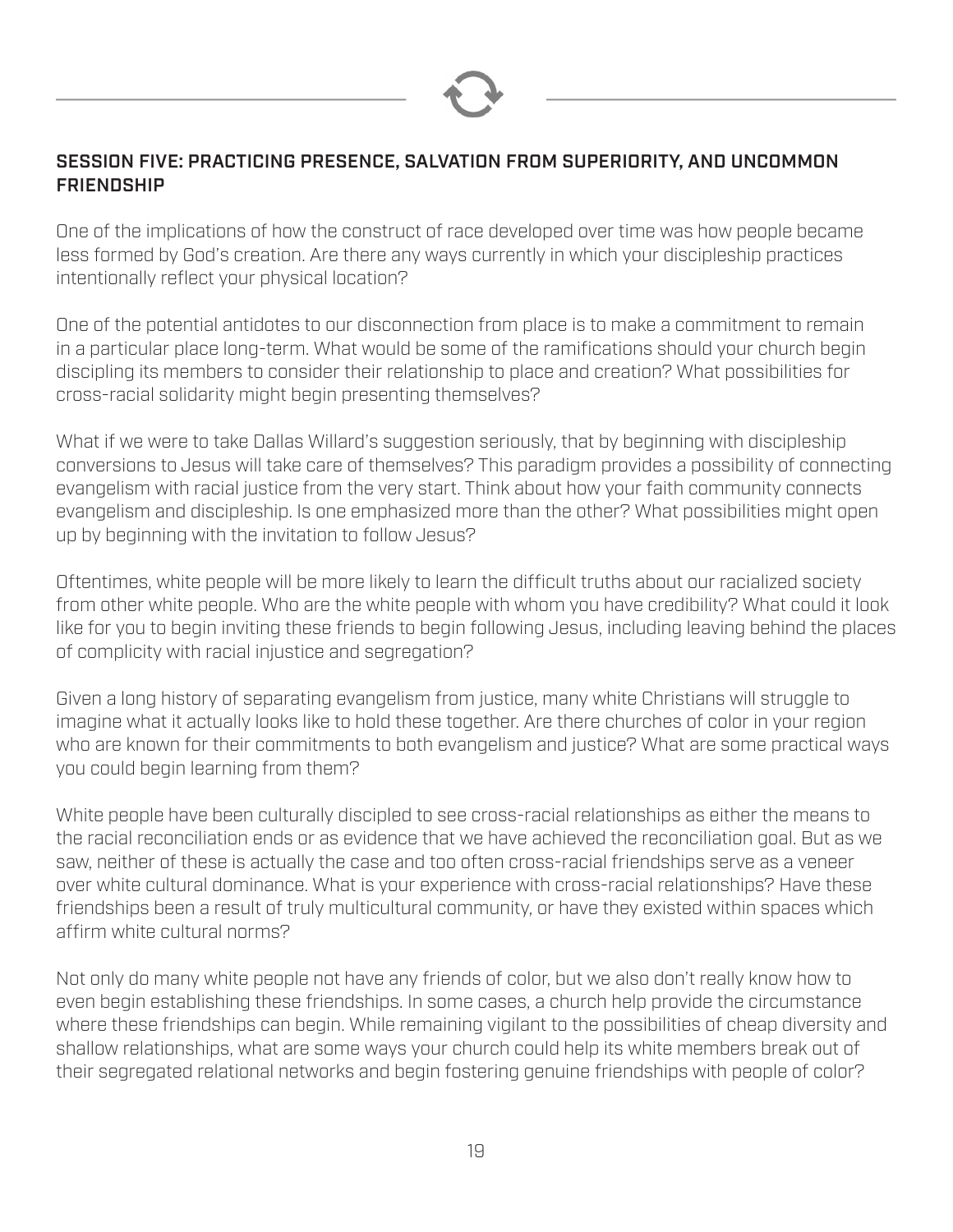## SESSION FIVE: PRACTICING PRESENCE, SALVATION FROM SUPERIORITY, AND UNCOMMON FRIENDSHIP

One of the implications of how the construct of race developed over time was how people became less formed by God's creation. Are there any ways currently in which your discipleship practices intentionally reflect your physical location?

One of the potential antidotes to our disconnection from place is to make a commitment to remain in a particular place long-term. What would be some of the ramifications should your church begin discipling its members to consider their relationship to place and creation? What possibilities for cross-racial solidarity might begin presenting themselves?

What if we were to take Dallas Willard's suggestion seriously, that by beginning with discipleship conversions to Jesus will take care of themselves? This paradigm provides a possibility of connecting evangelism with racial justice from the very start. Think about how your faith community connects evangelism and discipleship. Is one emphasized more than the other? What possibilities might open up by beginning with the invitation to follow Jesus?

Oftentimes, white people will be more likely to learn the difficult truths about our racialized society from other white people. Who are the white people with whom you have credibility? What could it look like for you to begin inviting these friends to begin following Jesus, including leaving behind the places of complicity with racial injustice and segregation?

Given a long history of separating evangelism from justice, many white Christians will struggle to imagine what it actually looks like to hold these together. Are there churches of color in your region who are known for their commitments to both evangelism and justice? What are some practical ways you could begin learning from them?

White people have been culturally discipled to see cross-racial relationships as either the means to the racial reconciliation ends or as evidence that we have achieved the reconciliation goal. But as we saw, neither of these is actually the case and too often cross-racial friendships serve as a veneer over white cultural dominance. What is your experience with cross-racial relationships? Have these friendships been a result of truly multicultural community, or have they existed within spaces which affirm white cultural norms?

Not only do many white people not have any friends of color, but we also don't really know how to even begin establishing these friendships. In some cases, a church help provide the circumstance where these friendships can begin. While remaining vigilant to the possibilities of cheap diversity and shallow relationships, what are some ways your church could help its white members break out of their segregated relational networks and begin fostering genuine friendships with people of color?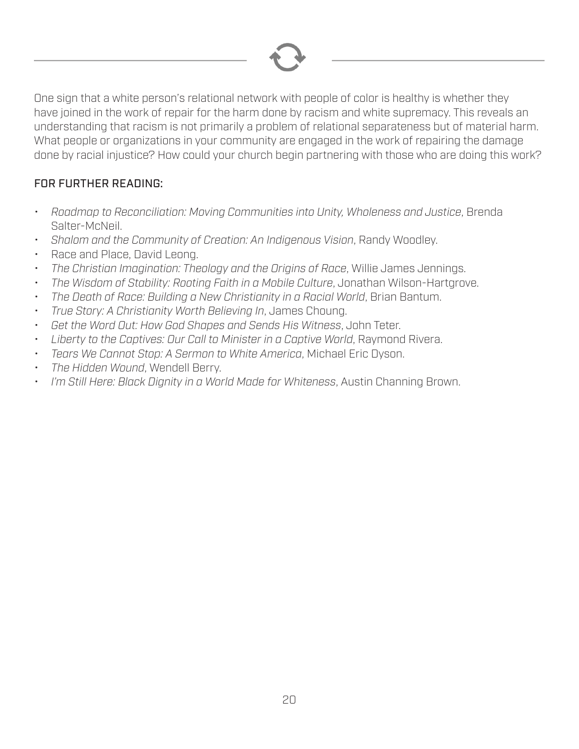One sign that a white person's relational network with people of color is healthy is whether they have joined in the work of repair for the harm done by racism and white supremacy. This reveals an understanding that racism is not primarily a problem of relational separateness but of material harm. What people or organizations in your community are engaged in the work of repairing the damage done by racial injustice? How could your church begin partnering with those who are doing this work?

### FOR FURTHER READING:

- *Roadmap to Reconciliation: Moving Communities into Unity, Wholeness and Justice*, Brenda Salter-McNeil.
- *Shalom and the Community of Creation: An Indigenous Vision*, Randy Woodley.
- Race and Place, David Leong.
- *The Christian Imagination: Theology and the Origins of Race*, Willie James Jennings.
- *The Wisdom of Stability: Rooting Faith in a Mobile Culture*, Jonathan Wilson-Hartgrove.
- *The Death of Race: Building a New Christianity in a Racial World*, Brian Bantum.
- *True Story: A Christianity Worth Believing In*, James Choung.
- *Get the Word Out: How God Shapes and Sends His Witness*, John Teter.
- *Liberty to the Captives: Our Call to Minister in a Captive World*, Raymond Rivera.
- *Tears We Cannot Stop: A Sermon to White America*, Michael Eric Dyson.
- *The Hidden Wound*, Wendell Berry.
- *I'm Still Here: Black Dignity in a World Made for Whiteness*, Austin Channing Brown.